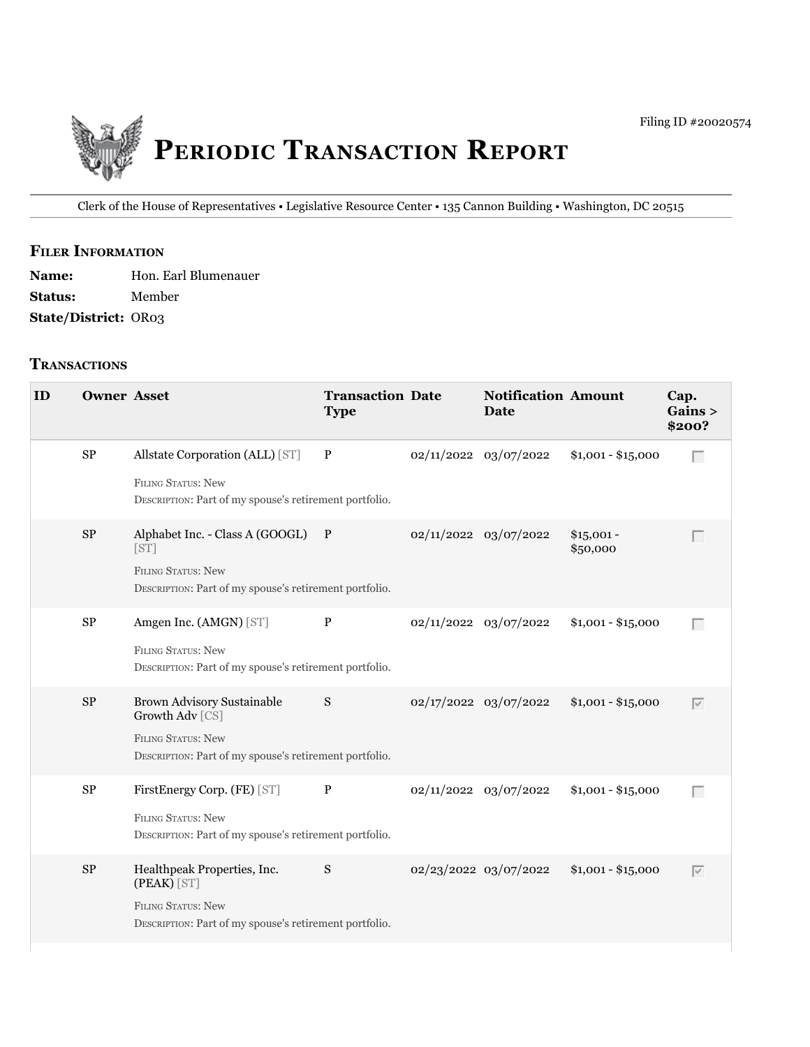Filing ID #20020574

# Periodic Transaction Report

Clerk of the House of Representatives • Legislative Resource Center • 135 Cannon Building • Washington, DC 20515

## Filer Information

**Name:** Hon. Earl Blumenauer
**Status:** Member
**State/District:** OR03

## Transactions

| ID | Owner | Asset | Transaction Type | Date | Notification Date | Amount | Cap. Gains > $200? |
|---|---|---|---|---|---|---|---|
| | SP | Allstate Corporation (ALL) [ST]<br>Filing Status: New<br>Description: Part of my spouse's retirement portfolio. | P | 02/11/2022 | 03/07/2022 | $1,001 - $15,000 | ☐ |
| | SP | Alphabet Inc. - Class A (GOOGL) [ST]<br>Filing Status: New<br>Description: Part of my spouse's retirement portfolio. | P | 02/11/2022 | 03/07/2022 | $15,001 - $50,000 | ☐ |
| | SP | Amgen Inc. (AMGN) [ST]<br>Filing Status: New<br>Description: Part of my spouse's retirement portfolio. | P | 02/11/2022 | 03/07/2022 | $1,001 - $15,000 | ☐ |
| | SP | Brown Advisory Sustainable Growth Adv [CS]<br>Filing Status: New<br>Description: Part of my spouse's retirement portfolio. | S | 02/17/2022 | 03/07/2022 | $1,001 - $15,000 | ☑ |
| | SP | FirstEnergy Corp. (FE) [ST]<br>Filing Status: New<br>Description: Part of my spouse's retirement portfolio. | P | 02/11/2022 | 03/07/2022 | $1,001 - $15,000 | ☐ |
| | SP | Healthpeak Properties, Inc. (PEAK) [ST]<br>Filing Status: New<br>Description: Part of my spouse's retirement portfolio. | S | 02/23/2022 | 03/07/2022 | $1,001 - $15,000 | ☑ |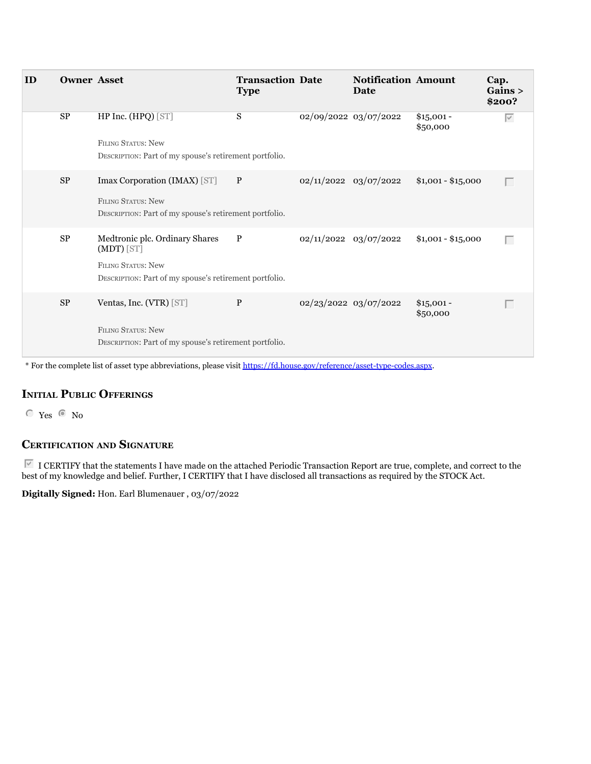| ID | Owner | Asset | Transaction Type | Date | Notification Date | Amount | Cap. Gains > $200? |
|---|---|---|---|---|---|---|---|
| | SP | HP Inc. (HPQ) [ST]<br><br>Filing Status: New<br>Description: Part of my spouse's retirement portfolio. | S | 02/09/2022 | 03/07/2022 | $15,001 - $50,000 | ☑ |
| | SP | Imax Corporation (IMAX) [ST]<br><br>Filing Status: New<br>Description: Part of my spouse's retirement portfolio. | P | 02/11/2022 | 03/07/2022 | $1,001 - $15,000 | ☐ |
| | SP | Medtronic plc. Ordinary Shares (MDT) [ST]<br><br>Filing Status: New<br>Description: Part of my spouse's retirement portfolio. | P | 02/11/2022 | 03/07/2022 | $1,001 - $15,000 | ☐ |
| | SP | Ventas, Inc. (VTR) [ST]<br><br>Filing Status: New<br>Description: Part of my spouse's retirement portfolio. | P | 02/23/2022 | 03/07/2022 | $15,001 - $50,000 | ☐ |

* For the complete list of asset type abbreviations, please visit https://fd.house.gov/reference/asset-type-codes.aspx.

## Initial Public Offerings

○ Yes ◉ No

## Certification and Signature

☑ I CERTIFY that the statements I have made on the attached Periodic Transaction Report are true, complete, and correct to the best of my knowledge and belief. Further, I CERTIFY that I have disclosed all transactions as required by the STOCK Act.

**Digitally Signed:** Hon. Earl Blumenauer , 03/07/2022